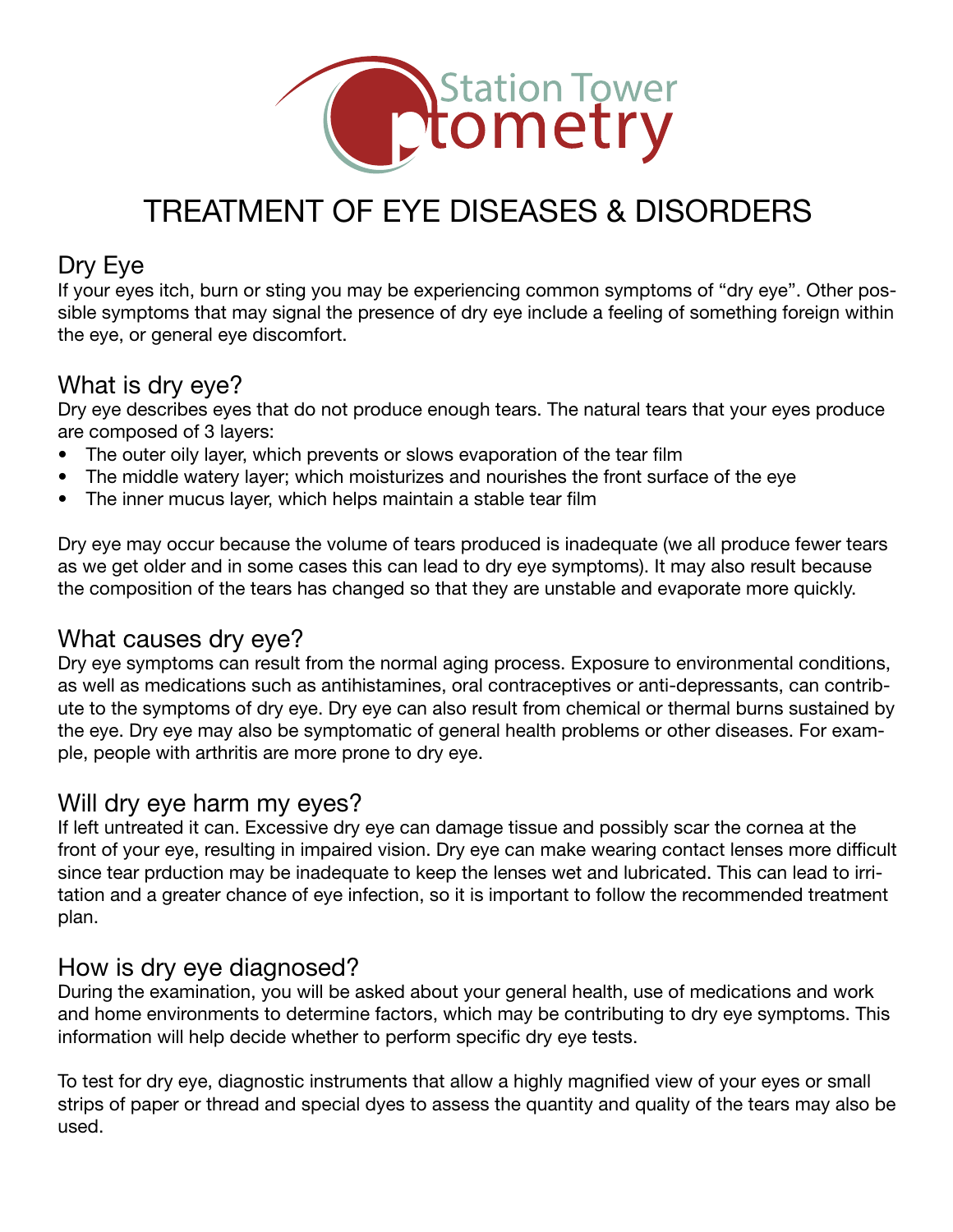Station Tower Optometry

# TREATMENT OF EYE DISEASES & DISORDERS

## Dry Eye

If your eyes itch, burn or sting you may be experiencing common symptoms of "dry eye". Other possible symptoms that may signal the presence of dry eye include a feeling of something foreign within the eye, or general eye discomfort.

## What is dry eye?

Dry eye describes eyes that do not produce enough tears. The natural tears that your eyes produce are composed of 3 layers:

- The outer oily layer, which prevents or slows evaporation of the tear film
- The middle watery layer; which moisturizes and nourishes the front surface of the eye
- The inner mucus layer, which helps maintain a stable tear film

Dry eye may occur because the volume of tears produced is inadequate (we all produce fewer tears as we get older and in some cases this can lead to dry eye symptoms). It may also result because the composition of the tears has changed so that they are unstable and evaporate more quickly.

## What causes dry eye?

Dry eye symptoms can result from the normal aging process. Exposure to environmental conditions, as well as medications such as antihistamines, oral contraceptives or anti-depressants, can contribute to the symptoms of dry eye. Dry eye can also result from chemical or thermal burns sustained by the eye. Dry eye may also be symptomatic of general health problems or other diseases. For example, people with arthritis are more prone to dry eye.

## Will dry eye harm my eyes?

If left untreated it can. Excessive dry eye can damage tissue and possibly scar the cornea at the front of your eye, resulting in impaired vision. Dry eye can make wearing contact lenses more difficult since tear prduction may be inadequate to keep the lenses wet and lubricated. This can lead to irritation and a greater chance of eye infection, so it is important to follow the recommended treatment plan.

## How is dry eye diagnosed?

During the examination, you will be asked about your general health, use of medications and work and home environments to determine factors, which may be contributing to dry eye symptoms. This information will help decide whether to perform specific dry eye tests.

To test for dry eye, diagnostic instruments that allow a highly magnified view of your eyes or small strips of paper or thread and special dyes to assess the quantity and quality of the tears may also be used.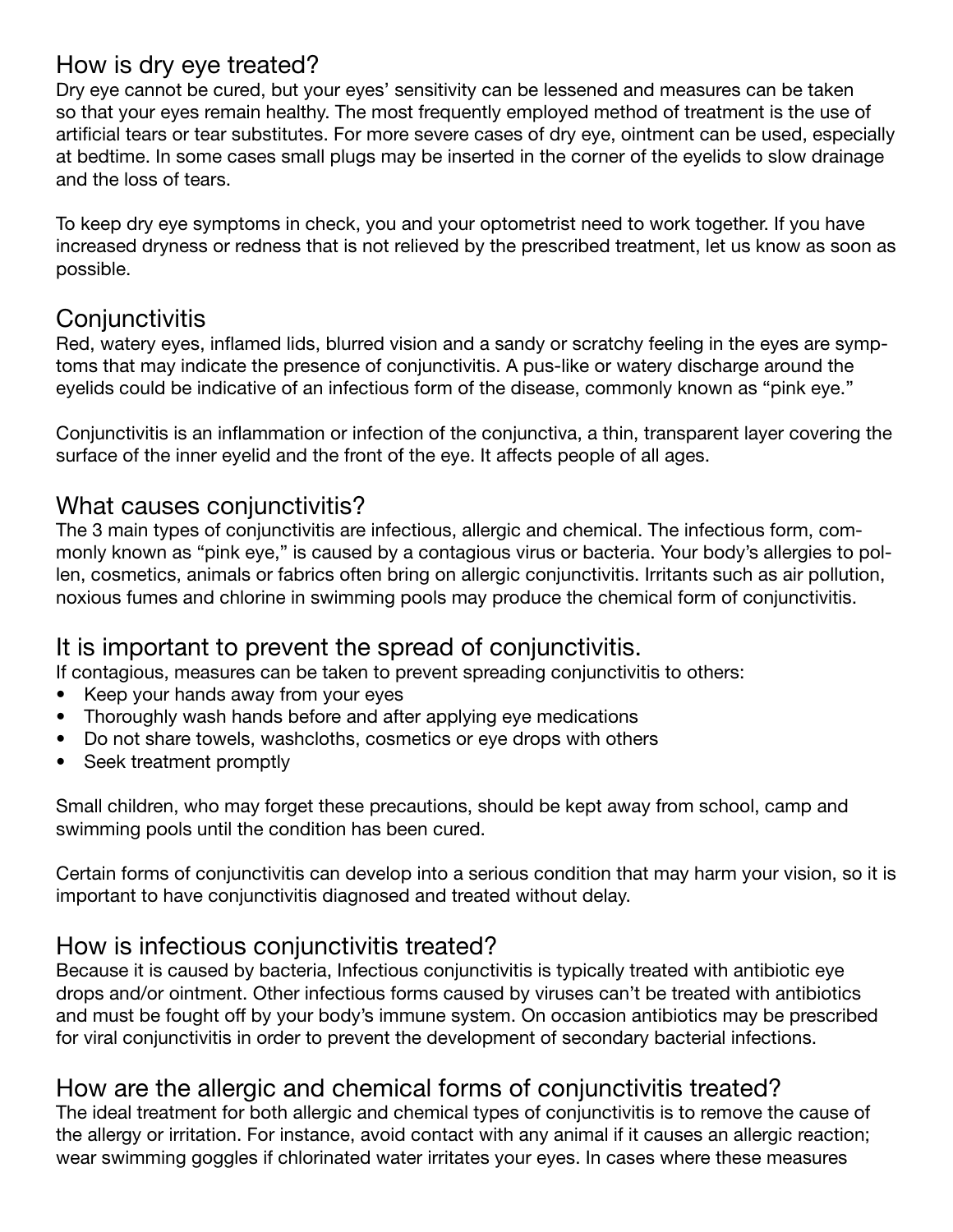## How is dry eye treated?

Dry eye cannot be cured, but your eyes' sensitivity can be lessened and measures can be taken so that your eyes remain healthy. The most frequently employed method of treatment is the use of artificial tears or tear substitutes. For more severe cases of dry eye, ointment can be used, especially at bedtime. In some cases small plugs may be inserted in the corner of the eyelids to slow drainage and the loss of tears.

To keep dry eye symptoms in check, you and your optometrist need to work together. If you have increased dryness or redness that is not relieved by the prescribed treatment, let us know as soon as possible.

## Conjunctivitis

Red, watery eyes, inflamed lids, blurred vision and a sandy or scratchy feeling in the eyes are symptoms that may indicate the presence of conjunctivitis. A pus-like or watery discharge around the eyelids could be indicative of an infectious form of the disease, commonly known as "pink eye."

Conjunctivitis is an inflammation or infection of the conjunctiva, a thin, transparent layer covering the surface of the inner eyelid and the front of the eye. It affects people of all ages.

## What causes conjunctivitis?

The 3 main types of conjunctivitis are infectious, allergic and chemical. The infectious form, commonly known as "pink eye," is caused by a contagious virus or bacteria. Your body's allergies to pollen, cosmetics, animals or fabrics often bring on allergic conjunctivitis. Irritants such as air pollution, noxious fumes and chlorine in swimming pools may produce the chemical form of conjunctivitis.

## It is important to prevent the spread of conjunctivitis.

If contagious, measures can be taken to prevent spreading conjunctivitis to others:

- Keep your hands away from your eyes
- Thoroughly wash hands before and after applying eye medications
- Do not share towels, washcloths, cosmetics or eye drops with others
- Seek treatment promptly

Small children, who may forget these precautions, should be kept away from school, camp and swimming pools until the condition has been cured.

Certain forms of conjunctivitis can develop into a serious condition that may harm your vision, so it is important to have conjunctivitis diagnosed and treated without delay.

## How is infectious conjunctivitis treated?

Because it is caused by bacteria, Infectious conjunctivitis is typically treated with antibiotic eye drops and/or ointment. Other infectious forms caused by viruses can't be treated with antibiotics and must be fought off by your body's immune system. On occasion antibiotics may be prescribed for viral conjunctivitis in order to prevent the development of secondary bacterial infections.

## How are the allergic and chemical forms of conjunctivitis treated?

The ideal treatment for both allergic and chemical types of conjunctivitis is to remove the cause of the allergy or irritation. For instance, avoid contact with any animal if it causes an allergic reaction; wear swimming goggles if chlorinated water irritates your eyes. In cases where these measures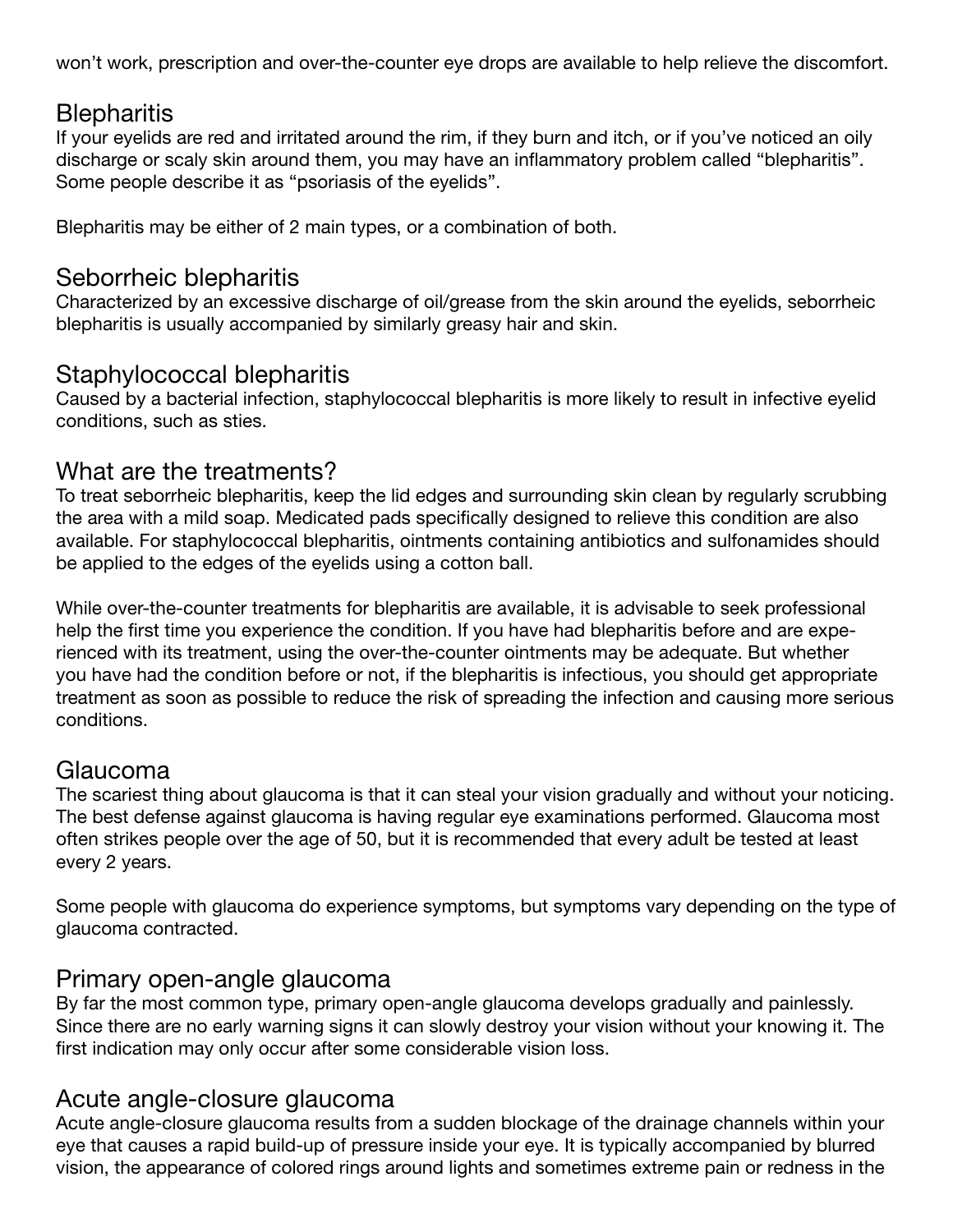won't work, prescription and over-the-counter eye drops are available to help relieve the discomfort.

## Blepharitis

If your eyelids are red and irritated around the rim, if they burn and itch, or if you've noticed an oily discharge or scaly skin around them, you may have an inflammatory problem called "blepharitis". Some people describe it as "psoriasis of the eyelids".

Blepharitis may be either of 2 main types, or a combination of both.

## Seborrheic blepharitis

Characterized by an excessive discharge of oil/grease from the skin around the eyelids, seborrheic blepharitis is usually accompanied by similarly greasy hair and skin.

## Staphylococcal blepharitis

Caused by a bacterial infection, staphylococcal blepharitis is more likely to result in infective eyelid conditions, such as sties.

## What are the treatments?

To treat seborrheic blepharitis, keep the lid edges and surrounding skin clean by regularly scrubbing the area with a mild soap. Medicated pads specifically designed to relieve this condition are also available. For staphylococcal blepharitis, ointments containing antibiotics and sulfonamides should be applied to the edges of the eyelids using a cotton ball.

While over-the-counter treatments for blepharitis are available, it is advisable to seek professional help the first time you experience the condition. If you have had blepharitis before and are experienced with its treatment, using the over-the-counter ointments may be adequate. But whether you have had the condition before or not, if the blepharitis is infectious, you should get appropriate treatment as soon as possible to reduce the risk of spreading the infection and causing more serious conditions.

## Glaucoma

The scariest thing about glaucoma is that it can steal your vision gradually and without your noticing. The best defense against glaucoma is having regular eye examinations performed. Glaucoma most often strikes people over the age of 50, but it is recommended that every adult be tested at least every 2 years.

Some people with glaucoma do experience symptoms, but symptoms vary depending on the type of glaucoma contracted.

## Primary open-angle glaucoma

By far the most common type, primary open-angle glaucoma develops gradually and painlessly. Since there are no early warning signs it can slowly destroy your vision without your knowing it. The first indication may only occur after some considerable vision loss.

## Acute angle-closure glaucoma

Acute angle-closure glaucoma results from a sudden blockage of the drainage channels within your eye that causes a rapid build-up of pressure inside your eye. It is typically accompanied by blurred vision, the appearance of colored rings around lights and sometimes extreme pain or redness in the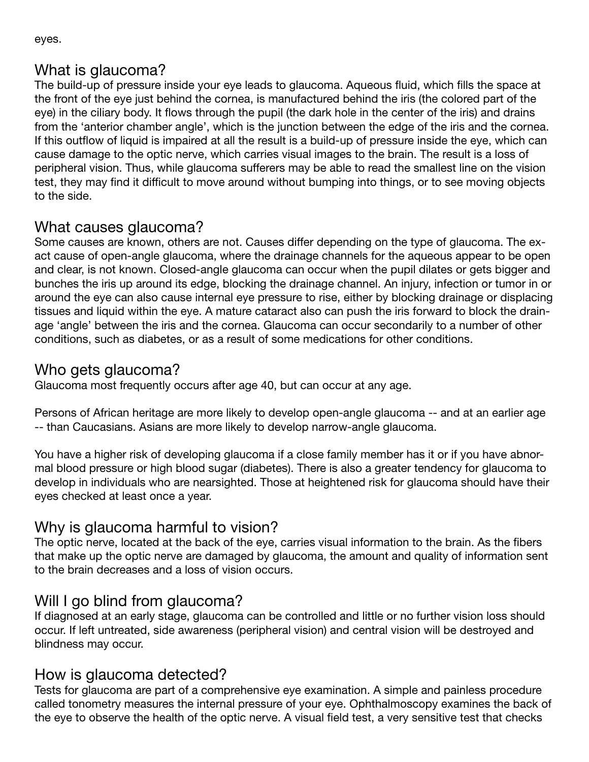eyes.

## What is glaucoma?

The build-up of pressure inside your eye leads to glaucoma. Aqueous fluid, which fills the space at the front of the eye just behind the cornea, is manufactured behind the iris (the colored part of the eye) in the ciliary body. It flows through the pupil (the dark hole in the center of the iris) and drains from the 'anterior chamber angle', which is the junction between the edge of the iris and the cornea. If this outflow of liquid is impaired at all the result is a build-up of pressure inside the eye, which can cause damage to the optic nerve, which carries visual images to the brain. The result is a loss of peripheral vision. Thus, while glaucoma sufferers may be able to read the smallest line on the vision test, they may find it difficult to move around without bumping into things, or to see moving objects to the side.

## What causes glaucoma?

Some causes are known, others are not. Causes differ depending on the type of glaucoma. The exact cause of open-angle glaucoma, where the drainage channels for the aqueous appear to be open and clear, is not known. Closed-angle glaucoma can occur when the pupil dilates or gets bigger and bunches the iris up around its edge, blocking the drainage channel. An injury, infection or tumor in or around the eye can also cause internal eye pressure to rise, either by blocking drainage or displacing tissues and liquid within the eye. A mature cataract also can push the iris forward to block the drainage 'angle' between the iris and the cornea. Glaucoma can occur secondarily to a number of other conditions, such as diabetes, or as a result of some medications for other conditions.

## Who gets glaucoma?

Glaucoma most frequently occurs after age 40, but can occur at any age.

Persons of African heritage are more likely to develop open-angle glaucoma -- and at an earlier age -- than Caucasians. Asians are more likely to develop narrow-angle glaucoma.

You have a higher risk of developing glaucoma if a close family member has it or if you have abnormal blood pressure or high blood sugar (diabetes). There is also a greater tendency for glaucoma to develop in individuals who are nearsighted. Those at heightened risk for glaucoma should have their eyes checked at least once a year.

## Why is glaucoma harmful to vision?

The optic nerve, located at the back of the eye, carries visual information to the brain. As the fibers that make up the optic nerve are damaged by glaucoma, the amount and quality of information sent to the brain decreases and a loss of vision occurs.

## Will I go blind from glaucoma?

If diagnosed at an early stage, glaucoma can be controlled and little or no further vision loss should occur. If left untreated, side awareness (peripheral vision) and central vision will be destroyed and blindness may occur.

## How is glaucoma detected?

Tests for glaucoma are part of a comprehensive eye examination. A simple and painless procedure called tonometry measures the internal pressure of your eye. Ophthalmoscopy examines the back of the eye to observe the health of the optic nerve. A visual field test, a very sensitive test that checks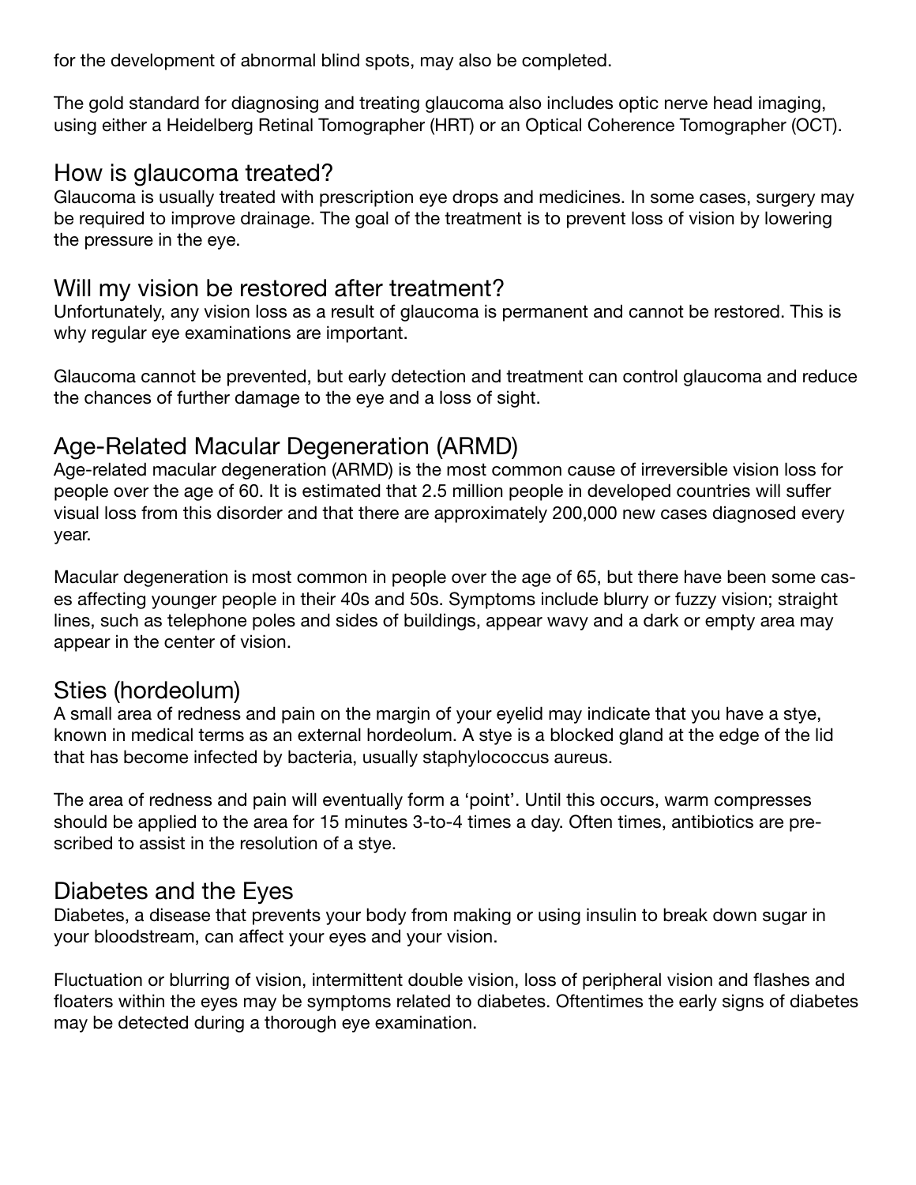for the development of abnormal blind spots, may also be completed.

The gold standard for diagnosing and treating glaucoma also includes optic nerve head imaging, using either a Heidelberg Retinal Tomographer (HRT) or an Optical Coherence Tomographer (OCT).

## How is glaucoma treated?

Glaucoma is usually treated with prescription eye drops and medicines. In some cases, surgery may be required to improve drainage. The goal of the treatment is to prevent loss of vision by lowering the pressure in the eye.

## Will my vision be restored after treatment?

Unfortunately, any vision loss as a result of glaucoma is permanent and cannot be restored. This is why regular eye examinations are important.

Glaucoma cannot be prevented, but early detection and treatment can control glaucoma and reduce the chances of further damage to the eye and a loss of sight.

## Age-Related Macular Degeneration (ARMD)

Age-related macular degeneration (ARMD) is the most common cause of irreversible vision loss for people over the age of 60. It is estimated that 2.5 million people in developed countries will suffer visual loss from this disorder and that there are approximately 200,000 new cases diagnosed every year.

Macular degeneration is most common in people over the age of 65, but there have been some cases affecting younger people in their 40s and 50s. Symptoms include blurry or fuzzy vision; straight lines, such as telephone poles and sides of buildings, appear wavy and a dark or empty area may appear in the center of vision.

## Sties (hordeolum)

A small area of redness and pain on the margin of your eyelid may indicate that you have a stye, known in medical terms as an external hordeolum. A stye is a blocked gland at the edge of the lid that has become infected by bacteria, usually staphylococcus aureus.

The area of redness and pain will eventually form a 'point'. Until this occurs, warm compresses should be applied to the area for 15 minutes 3-to-4 times a day. Often times, antibiotics are prescribed to assist in the resolution of a stye.

## Diabetes and the Eyes

Diabetes, a disease that prevents your body from making or using insulin to break down sugar in your bloodstream, can affect your eyes and your vision.

Fluctuation or blurring of vision, intermittent double vision, loss of peripheral vision and flashes and floaters within the eyes may be symptoms related to diabetes. Oftentimes the early signs of diabetes may be detected during a thorough eye examination.